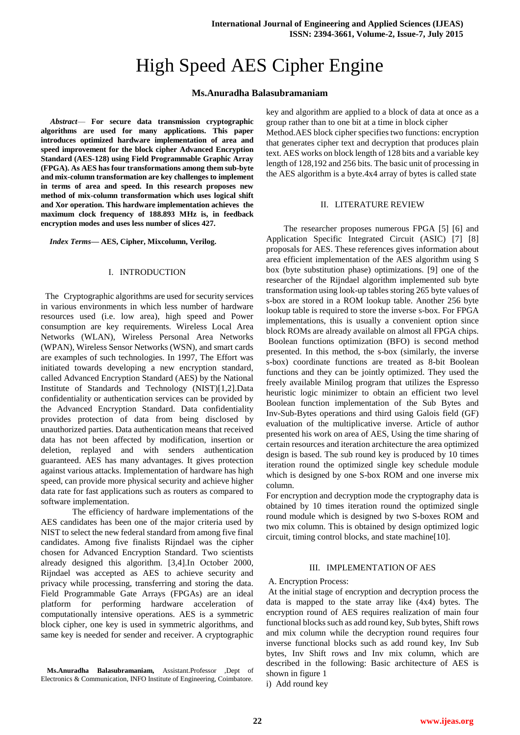# High Speed AES Cipher Engine

**Ms.Anuradha Balasubramaniam**

***Abstract*— For secure data transmission cryptographic algorithms are used for many applications. This paper introduces optimized hardware implementation of area and speed improvement for the block cipher Advanced Encryption Standard (AES-128) using Field Programmable Graphic Array (FPGA). As AES has four transformations among them sub-byte and mix-column transformation are key challenges to implement in terms of area and speed. In this research proposes new method of mix-column transformation which uses logical shift and Xor operation. This hardware implementation achieves the maximum clock frequency of 188.893 MHz is, in feedback encryption modes and uses less number of slices 427.**

***Index Terms*— AES, Cipher, Mixcolumn, Verilog.**

## I. INTRODUCTION

The Cryptographic algorithms are used for security services in various environments in which less number of hardware resources used (i.e. low area), high speed and Power consumption are key requirements. Wireless Local Area Networks (WLAN), Wireless Personal Area Networks (WPAN), Wireless Sensor Networks (WSN), and smart cards are examples of such technologies. In 1997, The Effort was initiated towards developing a new encryption standard, called Advanced Encryption Standard (AES) by the National Institute of Standards and Technology (NIST)[1,2].Data confidentiality or authentication services can be provided by the Advanced Encryption Standard. Data confidentiality provides protection of data from being disclosed by unauthorized parties. Data authentication means that received data has not been affected by modification, insertion or deletion, replayed and with senders authentication guaranteed. AES has many advantages. It gives protection against various attacks. Implementation of hardware has high speed, can provide more physical security and achieve higher data rate for fast applications such as routers as compared to software implementation.

The efficiency of hardware implementations of the AES candidates has been one of the major criteria used by NIST to select the new federal standard from among five final candidates. Among five finalists Rijndael was the cipher chosen for Advanced Encryption Standard. Two scientists already designed this algorithm. [3,4].In October 2000, Rijndael was accepted as AES to achieve security and privacy while processing, transferring and storing the data. Field Programmable Gate Arrays (FPGAs) are an ideal platform for performing hardware acceleration of computationally intensive operations. AES is a symmetric block cipher, one key is used in symmetric algorithms, and same key is needed for sender and receiver. A cryptographic key and algorithm are applied to a block of data at once as a group rather than to one bit at a time in block cipher Method.AES block cipher specifies two functions: encryption that generates cipher text and decryption that produces plain text. AES works on block length of 128 bits and a variable key length of 128,192 and 256 bits. The basic unit of processing in the AES algorithm is a byte.4x4 array of bytes is called state

**Ms.Anuradha Balasubramaniam,** Assistant.Professor ,Dept of Electronics & Communication, INFO Institute of Engineering, Coimbatore.

## II. LITERATURE REVIEW

The researcher proposes numerous FPGA [5] [6] and Application Specific Integrated Circuit (ASIC) [7] [8] proposals for AES. These references gives information about area efficient implementation of the AES algorithm using S box (byte substitution phase) optimizations. [9] one of the researcher of the Rijndael algorithm implemented sub byte transformation using look-up tables storing 265 byte values of s-box are stored in a ROM lookup table. Another 256 byte lookup table is required to store the inverse s-box. For FPGA implementations, this is usually a convenient option since block ROMs are already available on almost all FPGA chips. Boolean functions optimization (BFO) is second method presented. In this method, the s-box (similarly, the inverse s-box) coordinate functions are treated as 8-bit Boolean functions and they can be jointly optimized. They used the freely available Minilog program that utilizes the Espresso heuristic logic minimizer to obtain an efficient two level Boolean function implementation of the Sub Bytes and Inv-Sub-Bytes operations and third using Galois field (GF) evaluation of the multiplicative inverse. Article of author presented his work on area of AES, Using the time sharing of certain resources and iteration architecture the area optimized design is based. The sub round key is produced by 10 times iteration round the optimized single key schedule module which is designed by one S-box ROM and one inverse mix column.

For encryption and decryption mode the cryptography data is obtained by 10 times iteration round the optimized single round module which is designed by two S-boxes ROM and two mix column. This is obtained by design optimized logic circuit, timing control blocks, and state machine[10].

## III. IMPLEMENTATION OF AES

A. Encryption Process:

At the initial stage of encryption and decryption process the data is mapped to the state array like (4x4) bytes. The encryption round of AES requires realization of main four functional blocks such as add round key, Sub bytes, Shift rows and mix column while the decryption round requires four inverse functional blocks such as add round key, Inv Sub bytes, Inv Shift rows and Inv mix column, which are described in the following: Basic architecture of AES is shown in figure 1

i) Add round key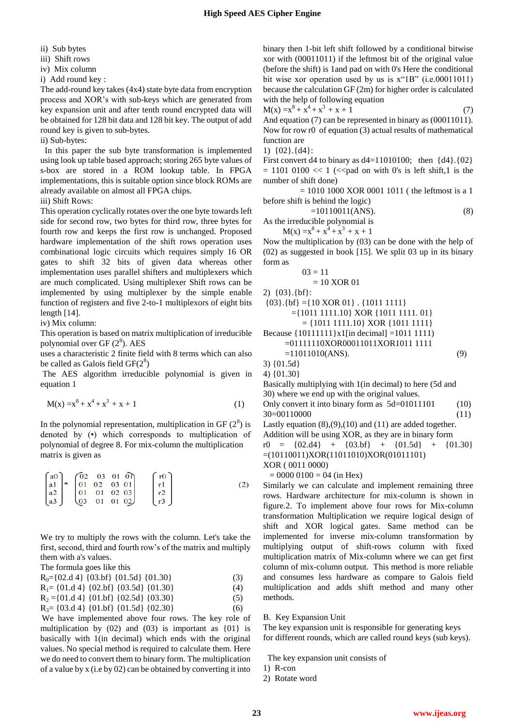ii) Sub bytes
iii) Shift rows
iv) Mix column

i) Add round key :

The add-round key takes (4x4) state byte data from encryption process and XOR's with sub-keys which are generated from key expansion unit and after tenth round encrypted data will be obtained for 128 bit data and 128 bit key. The output of add round key is given to sub-bytes.

ii) Sub-bytes:

In this paper the sub byte transformation is implemented using look up table based approach; storing 265 byte values of s-box are stored in a ROM lookup table. In FPGA implementations, this is suitable option since block ROMs are already available on almost all FPGA chips.

iii) Shift Rows:

This operation cyclically rotates over the one byte towards left side for second row, two bytes for third row, three bytes for fourth row and keeps the first row is unchanged. Proposed hardware implementation of the shift rows operation uses combinational logic circuits which requires simply 16 OR gates to shift 32 bits of given data whereas other implementation uses parallel shifters and multiplexers which are much complicated. Using multiplexer Shift rows can be implemented by using multiplexer by the simple enable function of registers and five 2-to-1 multiplexors of eight bits length [14].

iv) Mix column:

This operation is based on matrix multiplication of irreducible polynomial over GF ($2^8$). AES uses a characteristic 2 finite field with 8 terms which can also be called as Galois field GF($2^8$)

The AES algorithm irreducible polynomial is given in equation 1

$$M(x) = x^8 + x^4 + x^3 + x + 1 \tag{1}$$

In the polynomial representation, multiplication in GF ($2^8$) is denoted by (•) which corresponds to multiplication of polynomial of degree 8. For mix-column the multiplication matrix is given as

$$\begin{bmatrix} a0 \\ a1 \\ a2 \\ a3 \end{bmatrix} * \begin{pmatrix} 02 & 03 & 01 & 01 \\ 01 & 02 & 03 & 01 \\ 01 & 01 & 02 & 03 \\ 03 & 01 & 01 & 02 \end{pmatrix} \quad \begin{bmatrix} r0 \\ r1 \\ r2 \\ r3 \end{bmatrix} \tag{2}$$

We try to multiply the rows with the column. Let's take the first, second, third and fourth row's of the matrix and multiply them with a's values.

The formula goes like this

$R_0$={02.d 4} {03.bf} {01.5d} {01.30} (3)

$R_1$= {01.d 4} {02.bf} {03.5d} {01.30} (4)

$R_2$ ={01.d 4} {01.bf} {02.5d} {03.30} (5)

$R_3$= {03.d 4} {01.bf} {01.5d} {02.30} (6)

We have implemented above four rows. The key role of multiplication by (02) and (03) is important as {01} is basically with 1(in decimal) which ends with the original values. No special method is required to calculate them. Here we do need to convert them to binary form. The multiplication of a value by x (i.e by 02) can be obtained by converting it into binary then 1-bit left shift followed by a conditional bitwise xor with (00011011) if the leftmost bit of the original value (before the shift) is 1and pad on with 0's Here the conditional bit wise xor operation used by us is x"1B" (i.e.00011011) because the calculation GF (2m) for higher order is calculated with the help of following equation

$$M(x) = x^8 + x^4 + x^3 + x + 1 \tag{7}$$

And equation (7) can be represented in binary as (00011011). Now for row r0 of equation (3) actual results of mathematical function are

1) {02}.{d4}:

First convert d4 to binary as d4=11010100; then {d4}.{02} = 1101 0100 << 1 (<<pad on with 0's is left shift,1 is the number of shift done)

= 1010 1000 XOR 0001 1011 ( the leftmost is a 1 before shift is behind the logic)

=10110011(ANS). (8)

As the irreducible polynomial is

$M(x) = x^8 + x^4 + x^3 + x + 1$

Now the multiplication by (03) can be done with the help of (02) as suggested in book [15]. We split 03 up in its binary form as

03 = 11

= 10 XOR 01

2) {03}.{bf}:

{03}.{bf} ={10 XOR 01} . {1011 1111}

={1011 1111.10} XOR {1011 1111. 01}

= {1011 1111.10} XOR {1011 1111}

Because {10111111}x1[in decimal] =1011 1111)

=01111110XOR00011011XOR1011 1111

=11011010(ANS). (9)

3) {01.5d}

4) {01.30}

Basically multiplying with 1(in decimal) to here (5d and 30) where we end up with the original values.

Only convert it into binary form as 5d=01011101 (10)

30=00110000 (11)

Lastly equation (8),(9),(10) and (11) are added together. Addition will be using XOR, as they are in binary form

r0 = {02.d4} + {03.bf} + {01.5d} + {01.30} =(10110011)XOR(11011010)XOR(01011101)

XOR ( 0011 0000)

= 0000 0100 = 04 (in Hex)

Similarly we can calculate and implement remaining three rows. Hardware architecture for mix-column is shown in figure.2. To implement above four rows for Mix-column transformation Multiplication we require logical design of shift and XOR logical gates. Same method can be implemented for inverse mix-column transformation by multiplying output of shift-rows column with fixed multiplication matrix of Mix-column where we can get first column of mix-column output. This method is more reliable and consumes less hardware as compare to Galois field multiplication and adds shift method and many other methods.

B. Key Expansion Unit

The key expansion unit is responsible for generating keys for different rounds, which are called round keys (sub keys).

The key expansion unit consists of

1) R-con
2) Rotate word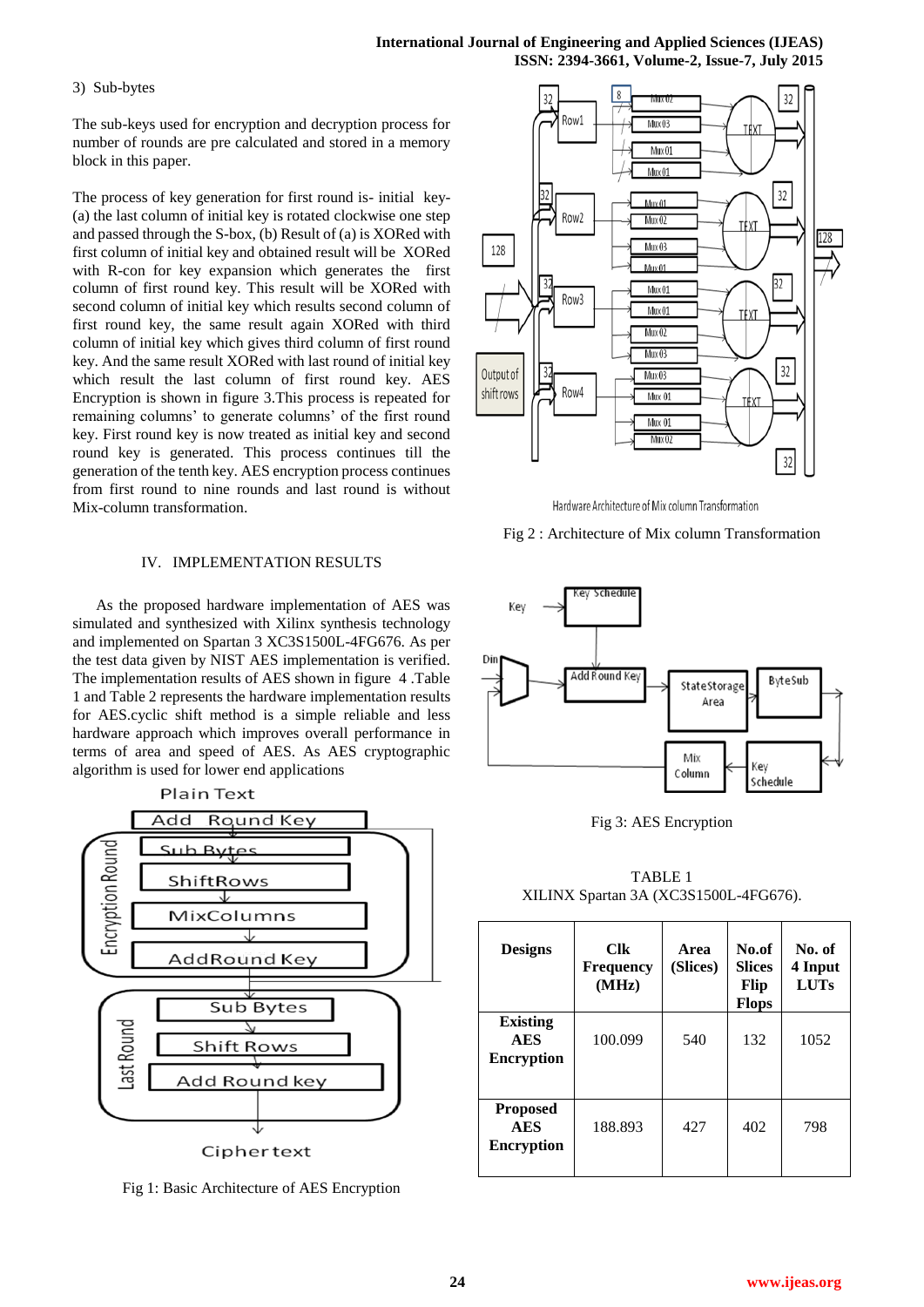3) Sub-bytes

The sub-keys used for encryption and decryption process for number of rounds are pre calculated and stored in a memory block in this paper.

The process of key generation for first round is- initial key- (a) the last column of initial key is rotated clockwise one step and passed through the S-box, (b) Result of (a) is XORed with first column of initial key and obtained result will be XORed with R-con for key expansion which generates the first column of first round key. This result will be XORed with second column of initial key which results second column of first round key, the same result again XORed with third column of initial key which gives third column of first round key. And the same result XORed with last round of initial key which result the last column of first round key. AES Encryption is shown in figure 3.This process is repeated for remaining columns' to generate columns' of the first round key. First round key is now treated as initial key and second round key is generated. This process continues till the generation of the tenth key. AES encryption process continues from first round to nine rounds and last round is without Mix-column transformation.

## IV. IMPLEMENTATION RESULTS

As the proposed hardware implementation of AES was simulated and synthesized with Xilinx synthesis technology and implemented on Spartan 3 XC3S1500L-4FG676. As per the test data given by NIST AES implementation is verified. The implementation results of AES shown in figure 4 .Table 1 and Table 2 represents the hardware implementation results for AES.cyclic shift method is a simple reliable and less hardware approach which improves overall performance in terms of area and speed of AES. As AES cryptographic algorithm is used for lower end applications

Fig 1: Basic Architecture of AES Encryption

Hardware Architecture of Mix column Transformation

Fig 2 : Architecture of Mix column Transformation

Fig 3: AES Encryption

TABLE 1
XILINX Spartan 3A (XC3S1500L-4FG676).

| Designs | Clk Frequency (MHz) | Area (Slices) | No.of Slices Flip Flops | No. of 4 Input LUTs |
|---|---|---|---|---|
| Existing AES Encryption | 100.099 | 540 | 132 | 1052 |
| Proposed AES Encryption | 188.893 | 427 | 402 | 798 |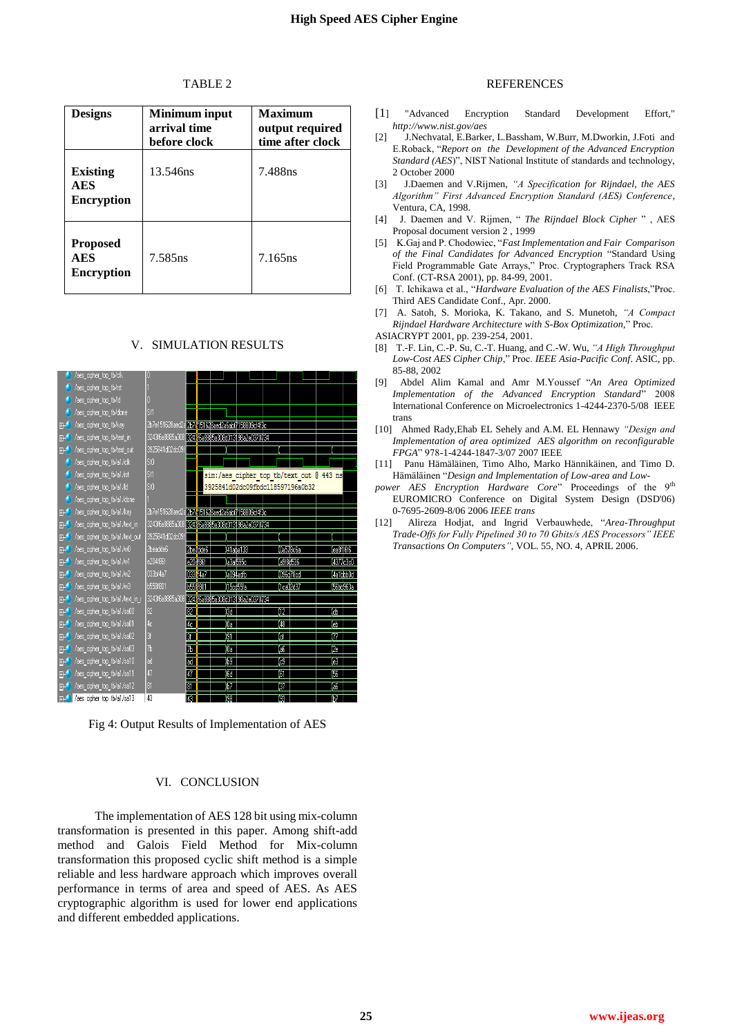TABLE 2

| Designs | Minimum input arrival time before clock | Maximum output required time after clock |
|---|---|---|
| **Existing AES Encryption** | 13.546ns | 7.488ns |
| **Proposed AES Encryption** | 7.585ns | 7.165ns |

## V. SIMULATION RESULTS

Fig 4: Output Results of Implementation of AES

## VI. CONCLUSION

The implementation of AES 128 bit using mix-column transformation is presented in this paper. Among shift-add method and Galois Field Method for Mix-column transformation this proposed cyclic shift method is a simple reliable and less hardware approach which improves overall performance in terms of area and speed of AES. As AES cryptographic algorithm is used for lower end applications and different embedded applications.

## REFERENCES

[1] "Advanced Encryption Standard Development Effort," *http://www.nist.gov/aes*

[2] J.Nechvatal, E.Barker, L.Bassham, W.Burr, M.Dworkin, J.Foti and E.Roback, "*Report on the Development of the Advanced Encryption Standard (AES)*", NIST National Institute of standards and technology, 2 October 2000

[3] J.Daemen and V.Rijmen, *"A Specification for Rijndael, the AES Algorithm" First Advanced Encryption Standard (AES) Conference*, Ventura, CA, 1998.

[4] J. Daemen and V. Rijmen, " *The Rijndael Block Cipher* " , AES Proposal document version 2 , 1999

[5] K.Gaj and P. Chodowiec, "*Fast Implementation and Fair Comparison of the Final Candidates for Advanced Encryption* "Standard Using Field Programmable Gate Arrays," Proc. Cryptographers Track RSA Conf. (CT-RSA 2001), pp. 84-99, 2001.

[6] T. Ichikawa et al., "*Hardware Evaluation of the AES Finalists*,"Proc. Third AES Candidate Conf., Apr. 2000.

[7] A. Satoh, S. Morioka, K. Takano, and S. Munetoh, *"A Compact Rijndael Hardware Architecture with S-Box Optimization*," Proc. ASIACRYPT 2001, pp. 239-254, 2001.

[8] T.-F. Lin, C.-P. Su, C.-T. Huang, and C.-W. Wu, *"A High Throughput Low-Cost AES Cipher Chip*," Proc. *IEEE Asia-Pacific Conf.* ASIC, pp. 85-88, 2002

[9] Abdel Alim Kamal and Amr M.Youssef "*An Area Optimized Implementation of the Advanced Encryption Standard*" 2008 International Conference on Microelectronics 1-4244-2370-5/08 IEEE trans

[10] Ahmed Rady,Ehab EL Sehely and A.M. EL Hennawy *"Design and Implementation of area optimized AES algorithm on reconfigurable FPGA*" 978-1-4244-1847-3/07 2007 IEEE

[11] Panu Hämäläinen, Timo Alho, Marko Hännikäinen, and Timo D. Hämäläinen "*Design and Implementation of Low-area and Low-power AES Encryption Hardware Core*" Proceedings of the 9th EUROMICRO Conference on Digital System Design (DSD'06) 0-7695-2609-8/06 2006 *IEEE trans*

[12] Alireza Hodjat, and Ingrid Verbauwhede, "*Area-Throughput Trade-Offs for Fully Pipelined 30 to 70 Gbits/s AES Processors" IEEE Transactions On Computers"*, VOL. 55, NO. 4, APRIL 2006.